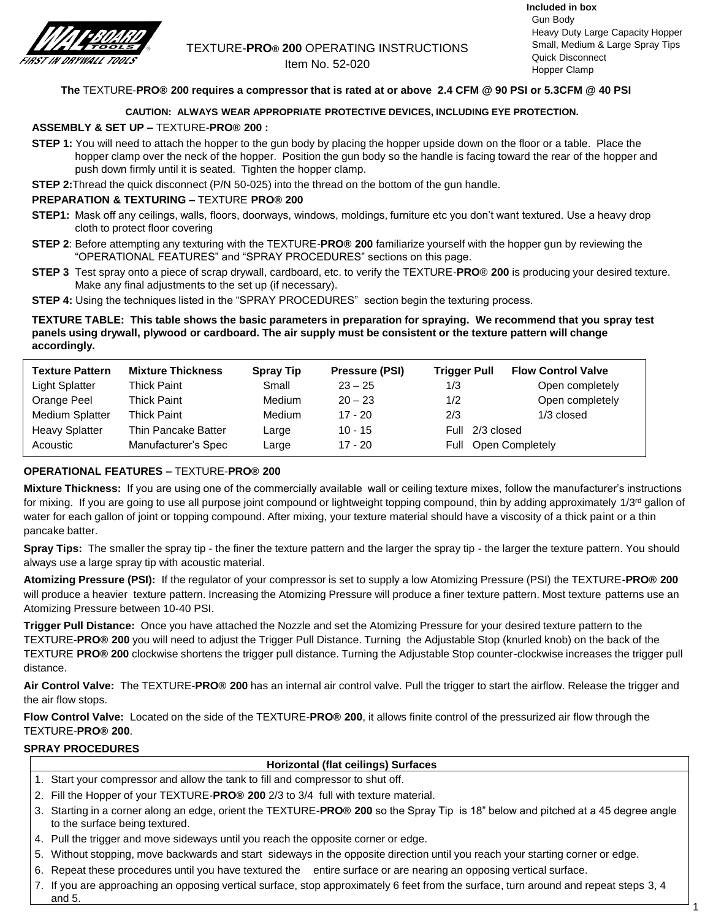**Included in box**
- Gun Body
- Heavy Duty Large Capacity Hopper
- Small, Medium & Large Spray Tips
- Quick Disconnect
- Hopper Clamp

# TEXTURE-**PRO® 200** OPERATING INSTRUCTIONS

Item No. 52-020

**The** TEXTURE-**PRO® 200 requires a compressor that is rated at or above 2.4 CFM @ 90 PSI or 5.3CFM @ 40 PSI**

**CAUTION: ALWAYS WEAR APPROPRIATE PROTECTIVE DEVICES, INCLUDING EYE PROTECTION.**

**ASSEMBLY & SET UP –** TEXTURE-**PRO® 200 :**

**STEP 1:** You will need to attach the hopper to the gun body by placing the hopper upside down on the floor or a table. Place the hopper clamp over the neck of the hopper. Position the gun body so the handle is facing toward the rear of the hopper and push down firmly until it is seated. Tighten the hopper clamp.

**STEP 2:**Thread the quick disconnect (P/N 50-025) into the thread on the bottom of the gun handle.

**PREPARATION & TEXTURING –** TEXTURE **PRO® 200**

**STEP1:** Mask off any ceilings, walls, floors, doorways, windows, moldings, furniture etc you don't want textured. Use a heavy drop cloth to protect floor covering

**STEP 2**: Before attempting any texturing with the TEXTURE-**PRO® 200** familiarize yourself with the hopper gun by reviewing the "OPERATIONAL FEATURES" and "SPRAY PROCEDURES" sections on this page.

**STEP 3** Test spray onto a piece of scrap drywall, cardboard, etc. to verify the TEXTURE-**PRO® 200** is producing your desired texture. Make any final adjustments to the set up (if necessary).

**STEP 4:** Using the techniques listed in the "SPRAY PROCEDURES" section begin the texturing process.

**TEXTURE TABLE: This table shows the basic parameters in preparation for spraying. We recommend that you spray test panels using drywall, plywood or cardboard. The air supply must be consistent or the texture pattern will change accordingly.**

| Texture Pattern | Mixture Thickness | Spray Tip | Pressure (PSI) | Trigger Pull | Flow Control Valve |
|---|---|---|---|---|---|
| Light Splatter | Thick Paint | Small | 23 – 25 | 1/3 | Open completely |
| Orange Peel | Thick Paint | Medium | 20 – 23 | 1/2 | Open completely |
| Medium Splatter | Thick Paint | Medium | 17 - 20 | 2/3 | 1/3 closed |
| Heavy Splatter | Thin Pancake Batter | Large | 10 - 15 | Full | 2/3 closed |
| Acoustic | Manufacturer's Spec | Large | 17 - 20 | Full | Open Completely |

## OPERATIONAL FEATURES – TEXTURE-PRO® 200

**Mixture Thickness:** If you are using one of the commercially available wall or ceiling texture mixes, follow the manufacturer's instructions for mixing. If you are going to use all purpose joint compound or lightweight topping compound, thin by adding approximately 1/3rd gallon of water for each gallon of joint or topping compound. After mixing, your texture material should have a viscosity of a thick paint or a thin pancake batter.

**Spray Tips:** The smaller the spray tip - the finer the texture pattern and the larger the spray tip - the larger the texture pattern. You should always use a large spray tip with acoustic material.

**Atomizing Pressure (PSI):** If the regulator of your compressor is set to supply a low Atomizing Pressure (PSI) the TEXTURE-**PRO® 200** will produce a heavier texture pattern. Increasing the Atomizing Pressure will produce a finer texture pattern. Most texture patterns use an Atomizing Pressure between 10-40 PSI.

**Trigger Pull Distance:** Once you have attached the Nozzle and set the Atomizing Pressure for your desired texture pattern to the TEXTURE-**PRO® 200** you will need to adjust the Trigger Pull Distance. Turning the Adjustable Stop (knurled knob) on the back of the TEXTURE **PRO® 200** clockwise shortens the trigger pull distance. Turning the Adjustable Stop counter-clockwise increases the trigger pull distance.

**Air Control Valve:** The TEXTURE-**PRO® 200** has an internal air control valve. Pull the trigger to start the airflow. Release the trigger and the air flow stops.

**Flow Control Valve:** Located on the side of the TEXTURE-**PRO® 200**, it allows finite control of the pressurized air flow through the TEXTURE-**PRO® 200**.

## SPRAY PROCEDURES

**Horizontal (flat ceilings) Surfaces**

1. Start your compressor and allow the tank to fill and compressor to shut off.
2. Fill the Hopper of your TEXTURE-**PRO® 200** 2/3 to 3/4 full with texture material.
3. Starting in a corner along an edge, orient the TEXTURE-**PRO® 200** so the Spray Tip is 18" below and pitched at a 45 degree angle to the surface being textured.
4. Pull the trigger and move sideways until you reach the opposite corner or edge.
5. Without stopping, move backwards and start sideways in the opposite direction until you reach your starting corner or edge.
6. Repeat these procedures until you have textured the entire surface or are nearing an opposing vertical surface.
7. If you are approaching an opposing vertical surface, stop approximately 6 feet from the surface, turn around and repeat steps 3, 4 and 5.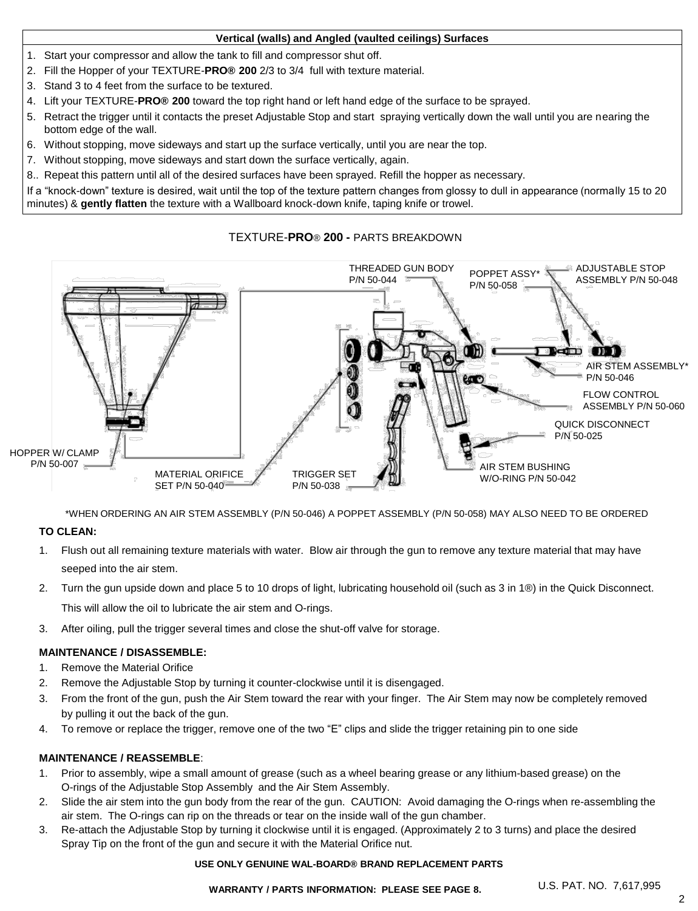| Vertical (walls) and Angled (vaulted ceilings) Surfaces |
| --- |
| 1. Start your compressor and allow the tank to fill and compressor shut off. |
| 2. Fill the Hopper of your TEXTURE-**PRO® 200** 2/3 to 3/4 full with texture material. |
| 3. Stand 3 to 4 feet from the surface to be textured. |
| 4. Lift your TEXTURE-**PRO® 200** toward the top right hand or left hand edge of the surface to be sprayed. |
| 5. Retract the trigger until it contacts the preset Adjustable Stop and start spraying vertically down the wall until you are nearing the bottom edge of the wall. |
| 6. Without stopping, move sideways and start up the surface vertically, until you are near the top. |
| 7. Without stopping, move sideways and start down the surface vertically, again. |
| 8.. Repeat this pattern until all of the desired surfaces have been sprayed. Refill the hopper as necessary. |
| If a "knock-down" texture is desired, wait until the top of the texture pattern changes from glossy to dull in appearance (normally 15 to 20 minutes) & **gently flatten** the texture with a Wallboard knock-down knife, taping knife or trowel. |

## TEXTURE-**PRO**® **200** - PARTS BREAKDOWN

- THREADED GUN BODY P/N 50-044
- POPPET ASSY* P/N 50-058
- ADJUSTABLE STOP ASSEMBLY P/N 50-048
- AIR STEM ASSEMBLY* P/N 50-046
- FLOW CONTROL ASSEMBLY P/N 50-060
- QUICK DISCONNECT P/N 50-025
- AIR STEM BUSHING W/O-RING P/N 50-042
- TRIGGER SET P/N 50-038
- MATERIAL ORIFICE SET P/N 50-040
- HOPPER W/ CLAMP P/N 50-007

*WHEN ORDERING AN AIR STEM ASSEMBLY (P/N 50-046) A POPPET ASSEMBLY (P/N 50-058) MAY ALSO NEED TO BE ORDERED

**TO CLEAN:**

1. Flush out all remaining texture materials with water. Blow air through the gun to remove any texture material that may have seeped into the air stem.
2. Turn the gun upside down and place 5 to 10 drops of light, lubricating household oil (such as 3 in 1®) in the Quick Disconnect. This will allow the oil to lubricate the air stem and O-rings.
3. After oiling, pull the trigger several times and close the shut-off valve for storage.

**MAINTENANCE / DISASSEMBLE:**

1. Remove the Material Orifice
2. Remove the Adjustable Stop by turning it counter-clockwise until it is disengaged.
3. From the front of the gun, push the Air Stem toward the rear with your finger. The Air Stem may now be completely removed by pulling it out the back of the gun.
4. To remove or replace the trigger, remove one of the two "E" clips and slide the trigger retaining pin to one side

**MAINTENANCE / REASSEMBLE**:

1. Prior to assembly, wipe a small amount of grease (such as a wheel bearing grease or any lithium-based grease) on the O-rings of the Adjustable Stop Assembly and the Air Stem Assembly.
2. Slide the air stem into the gun body from the rear of the gun. CAUTION: Avoid damaging the O-rings when re-assembling the air stem. The O-rings can rip on the threads or tear on the inside wall of the gun chamber.
3. Re-attach the Adjustable Stop by turning it clockwise until it is engaged. (Approximately 2 to 3 turns) and place the desired Spray Tip on the front of the gun and secure it with the Material Orifice nut.

**USE ONLY GENUINE WAL-BOARD® BRAND REPLACEMENT PARTS**

**WARRANTY / PARTS INFORMATION: PLEASE SEE PAGE 8.**

U.S. PAT. NO. 7,617,995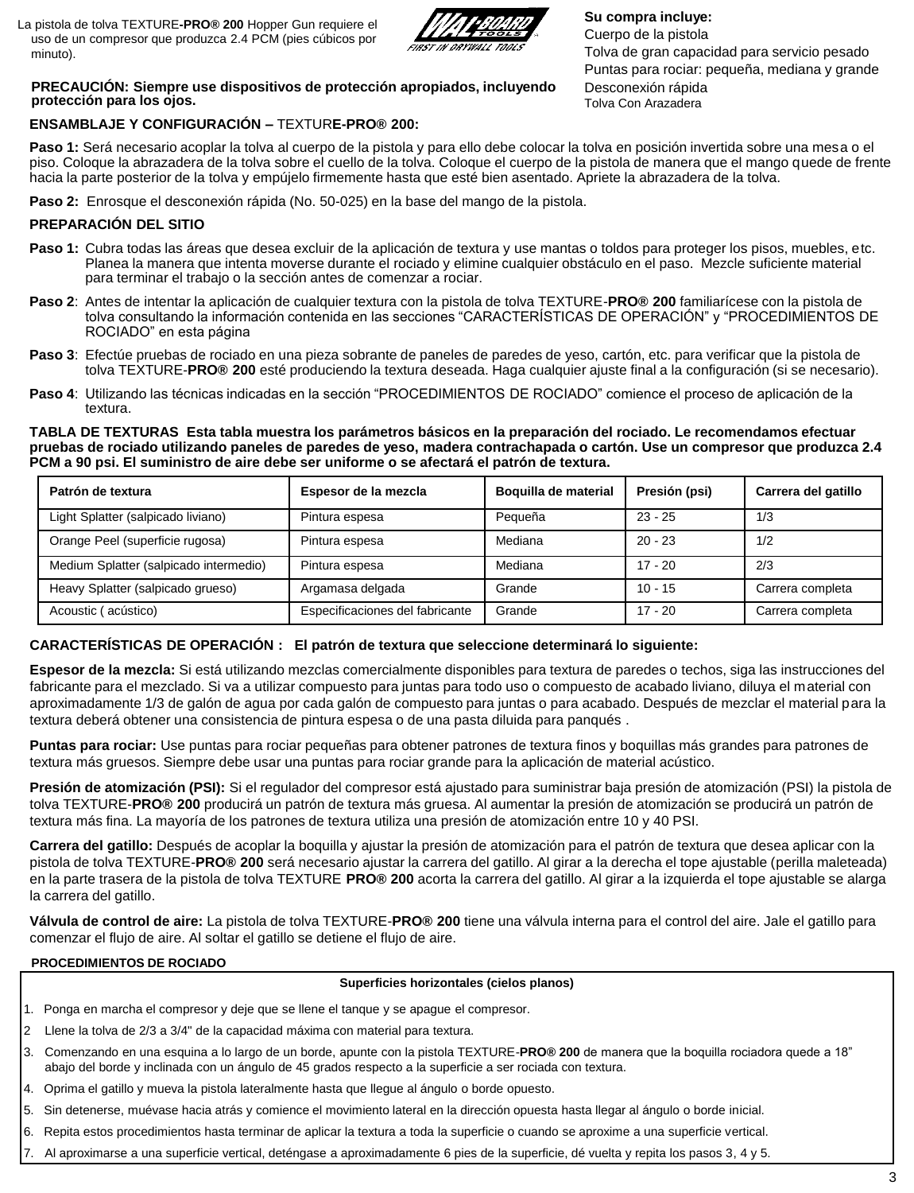La pistola de tolva TEXTURE-**PRO® 200** Hopper Gun requiere el uso de un compresor que produzca 2.4 PCM (pies cúbicos por minuto).

WAL-BOARD TOOLS — FIRST IN DRYWALL TOOLS

**Su compra incluye:**
Cuerpo de la pistola
Tolva de gran capacidad para servicio pesado
Puntas para rociar: pequeña, mediana y grande
Desconexión rápida
Tolva Con Arazadera

**PRECAUCIÓN: Siempre use dispositivos de protección apropiados, incluyendo protección para los ojos.**

**ENSAMBLAJE Y CONFIGURACIÓN –** TEXTUR**E-PRO® 200:**

**Paso 1:** Será necesario acoplar la tolva al cuerpo de la pistola y para ello debe colocar la tolva en posición invertida sobre una mesa o el piso. Coloque la abrazadera de la tolva sobre el cuello de la tolva. Coloque el cuerpo de la pistola de manera que el mango quede de frente hacia la parte posterior de la tolva y empújelo firmemente hasta que esté bien asentado. Apriete la abrazadera de la tolva.

**Paso 2:** Enrosque el desconexión rápida (No. 50-025) en la base del mango de la pistola.

**PREPARACIÓN DEL SITIO**

**Paso 1:** Cubra todas las áreas que desea excluir de la aplicación de textura y use mantas o toldos para proteger los pisos, muebles, etc. Planea la manera que intenta moverse durante el rociado y elimine cualquier obstáculo en el paso. Mezcle suficiente material para terminar el trabajo o la sección antes de comenzar a rociar.

**Paso 2**: Antes de intentar la aplicación de cualquier textura con la pistola de tolva TEXTURE-**PRO® 200** familiarícese con la pistola de tolva consultando la información contenida en las secciones "CARACTERÍSTICAS DE OPERACIÓN" y "PROCEDIMIENTOS DE ROCIADO" en esta página

**Paso 3**: Efectúe pruebas de rociado en una pieza sobrante de paneles de paredes de yeso, cartón, etc. para verificar que la pistola de tolva TEXTURE-**PRO® 200** esté produciendo la textura deseada. Haga cualquier ajuste final a la configuración (si se necesario).

**Paso 4**: Utilizando las técnicas indicadas en la sección "PROCEDIMIENTOS DE ROCIADO" comience el proceso de aplicación de la textura.

**TABLA DE TEXTURAS Esta tabla muestra los parámetros básicos en la preparación del rociado. Le recomendamos efectuar pruebas de rociado utilizando paneles de paredes de yeso, madera contrachapada o cartón. Use un compresor que produzca 2.4 PCM a 90 psi. El suministro de aire debe ser uniforme o se afectará el patrón de textura.**

| Patrón de textura | Espesor de la mezcla | Boquilla de material | Presión (psi) | Carrera del gatillo |
|---|---|---|---|---|
| Light Splatter (salpicado liviano) | Pintura espesa | Pequeña | 23 - 25 | 1/3 |
| Orange Peel (superficie rugosa) | Pintura espesa | Mediana | 20 - 23 | 1/2 |
| Medium Splatter (salpicado intermedio) | Pintura espesa | Mediana | 17 - 20 | 2/3 |
| Heavy Splatter (salpicado grueso) | Argamasa delgada | Grande | 10 - 15 | Carrera completa |
| Acoustic ( acústico) | Especificaciones del fabricante | Grande | 17 - 20 | Carrera completa |

**CARACTERÍSTICAS DE OPERACIÓN : El patrón de textura que seleccione determinará lo siguiente:**

**Espesor de la mezcla:** Si está utilizando mezclas comercialmente disponibles para textura de paredes o techos, siga las instrucciones del fabricante para el mezclado. Si va a utilizar compuesto para juntas para todo uso o compuesto de acabado liviano, diluya el material con aproximadamente 1/3 de galón de agua por cada galón de compuesto para juntas o para acabado. Después de mezclar el material para la textura deberá obtener una consistencia de pintura espesa o de una pasta diluida para panqués .

**Puntas para rociar:** Use puntas para rociar pequeñas para obtener patrones de textura finos y boquillas más grandes para patrones de textura más gruesos. Siempre debe usar una puntas para rociar grande para la aplicación de material acústico.

**Presión de atomización (PSI):** Si el regulador del compresor está ajustado para suministrar baja presión de atomización (PSI) la pistola de tolva TEXTURE-**PRO® 200** producirá un patrón de textura más gruesa. Al aumentar la presión de atomización se producirá un patrón de textura más fina. La mayoría de los patrones de textura utiliza una presión de atomización entre 10 y 40 PSI.

**Carrera del gatillo:** Después de acoplar la boquilla y ajustar la presión de atomización para el patrón de textura que desea aplicar con la pistola de tolva TEXTURE-**PRO® 200** será necesario ajustar la carrera del gatillo. Al girar a la derecha el tope ajustable (perilla maleteada) en la parte trasera de la pistola de tolva TEXTURE **PRO® 200** acorta la carrera del gatillo. Al girar a la izquierda el tope ajustable se alarga la carrera del gatillo.

**Válvula de control de aire:** La pistola de tolva TEXTURE-**PRO® 200** tiene una válvula interna para el control del aire. Jale el gatillo para comenzar el flujo de aire. Al soltar el gatillo se detiene el flujo de aire.

**PROCEDIMIENTOS DE ROCIADO**

**Superficies horizontales (cielos planos)**

1. Ponga en marcha el compresor y deje que se llene el tanque y se apague el compresor.
2. Llene la tolva de 2/3 a 3/4" de la capacidad máxima con material para textura.
3. Comenzando en una esquina a lo largo de un borde, apunte con la pistola TEXTURE-**PRO® 200** de manera que la boquilla rociadora quede a 18" abajo del borde y inclinada con un ángulo de 45 grados respecto a la superficie a ser rociada con textura.
4. Oprima el gatillo y mueva la pistola lateralmente hasta que llegue al ángulo o borde opuesto.
5. Sin detenerse, muévase hacia atrás y comience el movimiento lateral en la dirección opuesta hasta llegar al ángulo o borde inicial.
6. Repita estos procedimientos hasta terminar de aplicar la textura a toda la superficie o cuando se aproxime a una superficie vertical.
7. Al aproximarse a una superficie vertical, deténgase a aproximadamente 6 pies de la superficie, dé vuelta y repita los pasos 3, 4 y 5.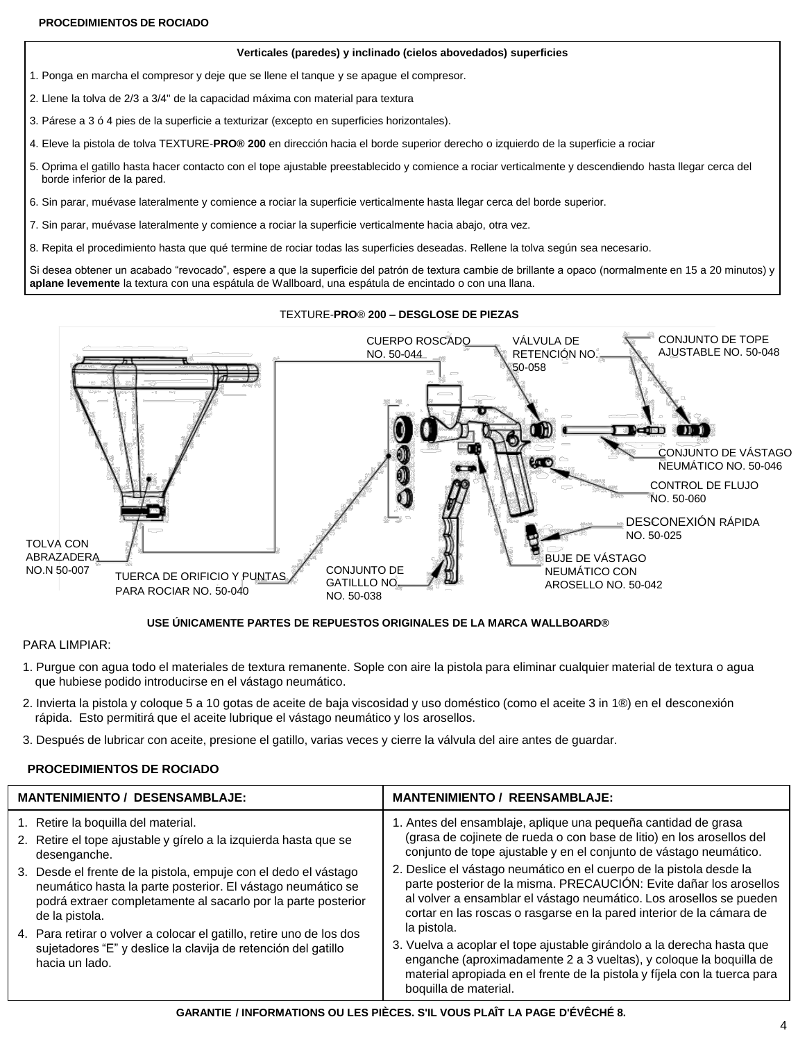**PROCEDIMIENTOS DE ROCIADO**

**Verticales (paredes) y inclinado (cielos abovedados) superficies**

1. Ponga en marcha el compresor y deje que se llene el tanque y se apague el compresor.
2. Llene la tolva de 2/3 a 3/4" de la capacidad máxima con material para textura
3. Párese a 3 ó 4 pies de la superficie a texturizar (excepto en superficies horizontales).
4. Eleve la pistola de tolva TEXTURE-**PRO® 200** en dirección hacia el borde superior derecho o izquierdo de la superficie a rociar
5. Oprima el gatillo hasta hacer contacto con el tope ajustable preestablecido y comience a rociar verticalmente y descendiendo hasta llegar cerca del borde inferior de la pared.
6. Sin parar, muévase lateralmente y comience a rociar la superficie verticalmente hasta llegar cerca del borde superior.
7. Sin parar, muévase lateralmente y comience a rociar la superficie verticalmente hacia abajo, otra vez.
8. Repita el procedimiento hasta que qué termine de rociar todas las superficies deseadas. Rellene la tolva según sea necesario.

Si desea obtener un acabado "revocado", espere a que la superficie del patrón de textura cambie de brillante a opaco (normalmente en 15 a 20 minutos) y **aplane levemente** la textura con una espátula de Wallboard, una espátula de encintado o con una llana.

TEXTURE-**PRO**® **200 – DESGLOSE DE PIEZAS**

CUERPO ROSCADO NO. 50-044

VÁLVULA DE RETENCIÓN NO. 50-058

CONJUNTO DE TOPE AJUSTABLE NO. 50-048

CONJUNTO DE VÁSTAGO NEUMÁTICO NO. 50-046

CONTROL DE FLUJO NO. 50-060

DESCONEXIÓN RÁPIDA NO. 50-025

BUJE DE VÁSTAGO NEUMÁTICO CON AROSELLO NO. 50-042

CONJUNTO DE GATILLLO NO. NO. 50-038

TUERCA DE ORIFICIO Y PUNTAS PARA ROCIAR NO. 50-040

TOLVA CON ABRAZADERA NO.N 50-007

**USE ÚNICAMENTE PARTES DE REPUESTOS ORIGINALES DE LA MARCA WALLBOARD®**

PARA LIMPIAR:

1. Purgue con agua todo el materiales de textura remanente. Sople con aire la pistola para eliminar cualquier material de textura o agua que hubiese podido introducirse en el vástago neumático.
2. Invierta la pistola y coloque 5 a 10 gotas de aceite de baja viscosidad y uso doméstico (como el aceite 3 in 1®) en el desconexión rápida. Esto permitirá que el aceite lubrique el vástago neumático y los arosellos.
3. Después de lubricar con aceite, presione el gatillo, varias veces y cierre la válvula del aire antes de guardar.

**PROCEDIMIENTOS DE ROCIADO**

| **MANTENIMIENTO / DESENSAMBLAJE:** | **MANTENIMIENTO / REENSAMBLAJE:** |
|---|---|
| 1. Retire la boquilla del material.<br>2. Retire el tope ajustable y gírelo a la izquierda hasta que se desenganche.<br>3. Desde el frente de la pistola, empuje con el dedo el vástago neumático hasta la parte posterior. El vástago neumático se podrá extraer completamente al sacarlo por la parte posterior de la pistola.<br>4. Para retirar o volver a colocar el gatillo, retire uno de los dos sujetadores "E" y deslice la clavija de retención del gatillo hacia un lado. | 1. Antes del ensamblaje, aplique una pequeña cantidad de grasa (grasa de cojinete de rueda o con base de litio) en los arosellos del conjunto de tope ajustable y en el conjunto de vástago neumático.<br>2. Deslice el vástago neumático en el cuerpo de la pistola desde la parte posterior de la misma. PRECAUCIÓN: Evite dañar los arosellos al volver a ensamblar el vástago neumático. Los arosellos se pueden cortar en las roscas o rasgarse en la pared interior de la cámara de la pistola.<br>3. Vuelva a acoplar el tope ajustable girándolo a la derecha hasta que enganche (aproximadamente 2 a 3 vueltas), y coloque la boquilla de material apropiada en el frente de la pistola y fíjela con la tuerca para boquilla de material. |

**GARANTIE / INFORMATIONS OU LES PIÈCES. S'IL VOUS PLAÎT LA PAGE D'ÉVÊCHÉ 8.**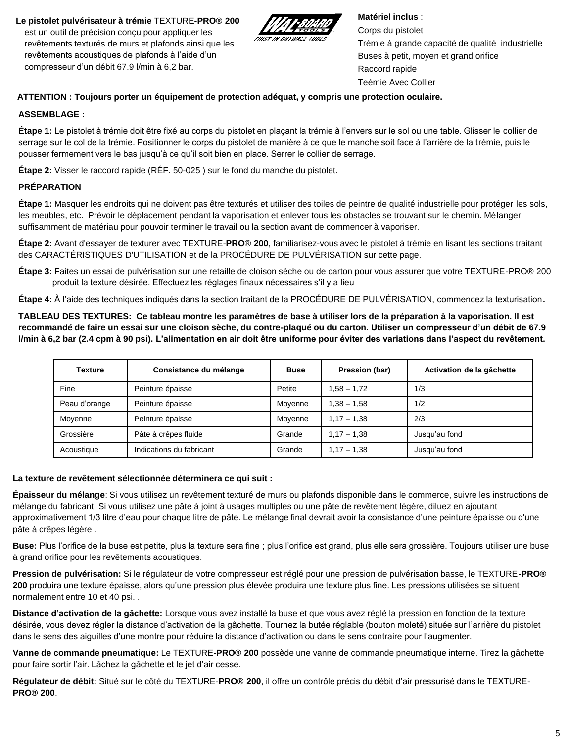**Le pistolet pulvérisateur à trémie** TEXTURE**-PRO® 200** est un outil de précision conçu pour appliquer les revêtements texturés de murs et plafonds ainsi que les revêtements acoustiques de plafonds à l'aide d'un compresseur d'un débit 67.9 l/min à 6,2 bar.

**Matériel inclus** :

Corps du pistolet
Trémie à grande capacité de qualité industrielle
Buses à petit, moyen et grand orifice
Raccord rapide
Teémie Avec Collier

**ATTENTION : Toujours porter un équipement de protection adéquat, y compris une protection oculaire.**

**ASSEMBLAGE :**

**Étape 1:** Le pistolet à trémie doit être fixé au corps du pistolet en plaçant la trémie à l'envers sur le sol ou une table. Glisser le collier de serrage sur le col de la trémie. Positionner le corps du pistolet de manière à ce que le manche soit face à l'arrière de la trémie, puis le pousser fermement vers le bas jusqu'à ce qu'il soit bien en place. Serrer le collier de serrage.

**Étape 2:** Visser le raccord rapide (RÉF. 50-025 ) sur le fond du manche du pistolet.

**PRÉPARATION**

**Étape 1:** Masquer les endroits qui ne doivent pas être texturés et utiliser des toiles de peintre de qualité industrielle pour protéger les sols, les meubles, etc. Prévoir le déplacement pendant la vaporisation et enlever tous les obstacles se trouvant sur le chemin. Mélanger suffisamment de matériau pour pouvoir terminer le travail ou la section avant de commencer à vaporiser.

**Étape 2:** Avant d'essayer de texturer avec TEXTURE-**PRO**® **200**, familiarisez-vous avec le pistolet à trémie en lisant les sections traitant des CARACTÉRISTIQUES D'UTILISATION et de la PROCÉDURE DE PULVÉRISATION sur cette page.

**Étape 3:** Faites un essai de pulvérisation sur une retaille de cloison sèche ou de carton pour vous assurer que votre TEXTURE-PRO® 200 produit la texture désirée. Effectuez les réglages finaux nécessaires s'il y a lieu

**Étape 4:** À l'aide des techniques indiqués dans la section traitant de la PROCÉDURE DE PULVÉRISATION, commencez la texturisation.

**TABLEAU DES TEXTURES: Ce tableau montre les paramètres de base à utiliser lors de la préparation à la vaporisation. Il est recommandé de faire un essai sur une cloison sèche, du contre-plaqué ou du carton. Utiliser un compresseur d'un débit de 67.9 l/min à 6,2 bar (2.4 cpm à 90 psi). L'alimentation en air doit être uniforme pour éviter des variations dans l'aspect du revêtement.**

| Texture | Consistance du mélange | Buse | Pression (bar) | Activation de la gâchette |
|---|---|---|---|---|
| Fine | Peinture épaisse | Petite | 1,58 – 1,72 | 1/3 |
| Peau d'orange | Peinture épaisse | Moyenne | 1,38 – 1,58 | 1/2 |
| Moyenne | Peinture épaisse | Moyenne | 1,17 – 1,38 | 2/3 |
| Grossière | Pâte à crêpes fluide | Grande | 1,17 – 1,38 | Jusqu'au fond |
| Acoustique | Indications du fabricant | Grande | 1,17 – 1,38 | Jusqu'au fond |

**La texture de revêtement sélectionnée déterminera ce qui suit :**

**Épaisseur du mélange**: Si vous utilisez un revêtement texturé de murs ou plafonds disponible dans le commerce, suivre les instructions de mélange du fabricant. Si vous utilisez une pâte à joint à usages multiples ou une pâte de revêtement légère, diluez en ajoutant approximativement 1/3 litre d'eau pour chaque litre de pâte. Le mélange final devrait avoir la consistance d'une peinture épaisse ou d'une pâte à crêpes légère .

**Buse:** Plus l'orifice de la buse est petite, plus la texture sera fine ; plus l'orifice est grand, plus elle sera grossière. Toujours utiliser une buse à grand orifice pour les revêtements acoustiques.

**Pression de pulvérisation:** Si le régulateur de votre compresseur est réglé pour une pression de pulvérisation basse, le TEXTURE-**PRO® 200** produira une texture épaisse, alors qu'une pression plus élevée produira une texture plus fine. Les pressions utilisées se situent normalement entre 10 et 40 psi. .

**Distance d'activation de la gâchette:** Lorsque vous avez installé la buse et que vous avez réglé la pression en fonction de la texture désirée, vous devez régler la distance d'activation de la gâchette. Tournez la butée réglable (bouton moleté) située sur l'arrière du pistolet dans le sens des aiguilles d'une montre pour réduire la distance d'activation ou dans le sens contraire pour l'augmenter.

**Vanne de commande pneumatique:** Le TEXTURE-**PRO® 200** possède une vanne de commande pneumatique interne. Tirez la gâchette pour faire sortir l'air. Lâchez la gâchette et le jet d'air cesse.

**Régulateur de débit:** Situé sur le côté du TEXTURE-**PRO® 200**, il offre un contrôle précis du débit d'air pressurisé dans le TEXTURE-**PRO® 200**.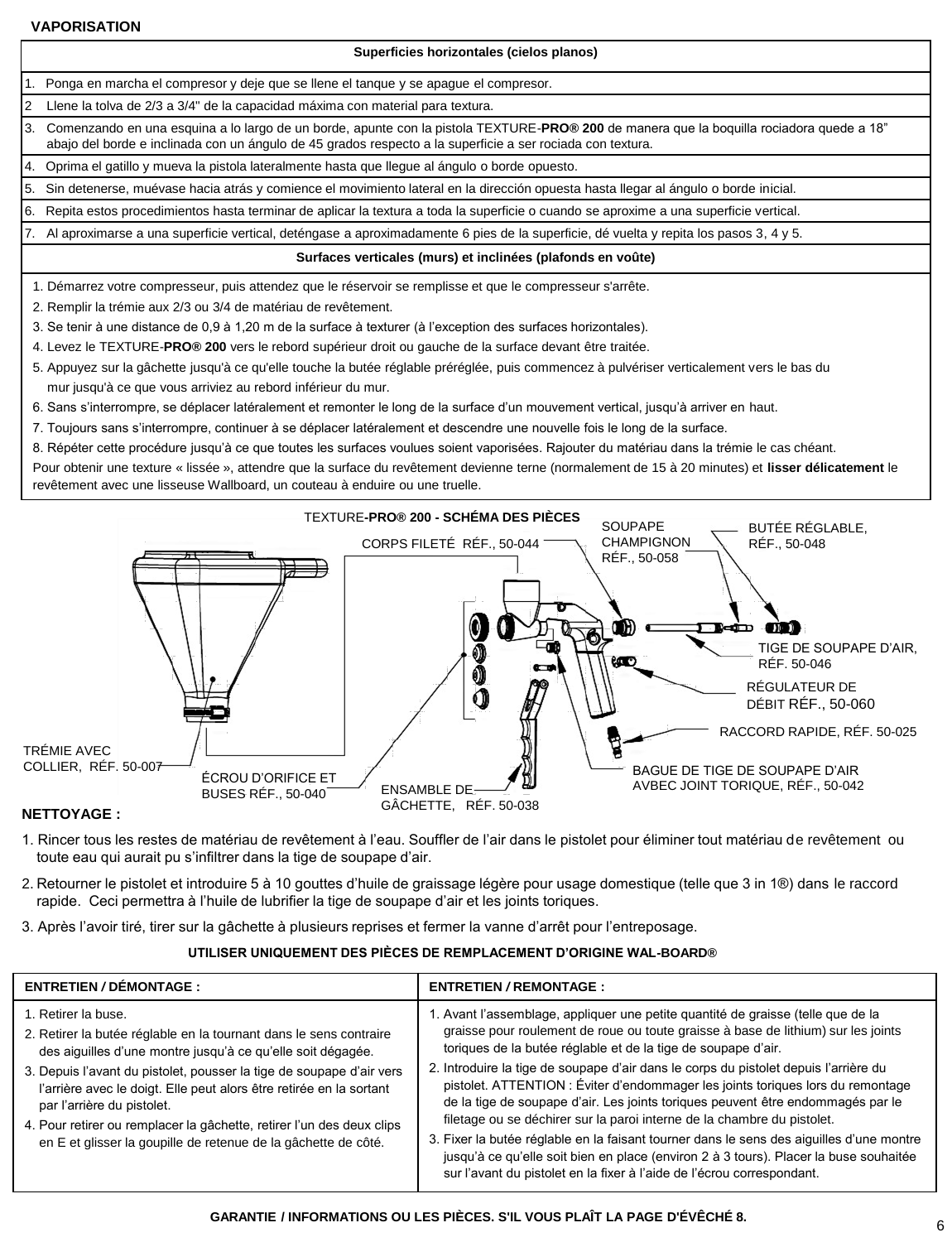**VAPORISATION**

| Superficies horizontales (cielos planos) |
|---|
| 1. Ponga en marcha el compresor y deje que se llene el tanque y se apague el compresor. |
| 2 Llene la tolva de 2/3 a 3/4" de la capacidad máxima con material para textura. |
| 3. Comenzando en una esquina a lo largo de un borde, apunte con la pistola TEXTURE-**PRO® 200** de manera que la boquilla rociadora quede a 18" abajo del borde e inclinada con un ángulo de 45 grados respecto a la superficie a ser rociada con textura. |
| 4. Oprima el gatillo y mueva la pistola lateralmente hasta que llegue al ángulo o borde opuesto. |
| 5. Sin detenerse, muévase hacia atrás y comience el movimiento lateral en la dirección opuesta hasta llegar al ángulo o borde inicial. |
| 6. Repita estos procedimientos hasta terminar de aplicar la textura a toda la superficie o cuando se aproxime a una superficie vertical. |
| 7. Al aproximarse a una superficie vertical, deténgase a aproximadamente 6 pies de la superficie, dé vuelta y repita los pasos 3, 4 y 5. |
| **Surfaces verticales (murs) et inclinées (plafonds en voûte)** |
| 1. Démarrez votre compresseur, puis attendez que le réservoir se remplisse et que le compresseur s'arrête.<br>2. Remplir la trémie aux 2/3 ou 3/4 de matériau de revêtement.<br>3. Se tenir à une distance de 0,9 à 1,20 m de la surface à texturer (à l'exception des surfaces horizontales).<br>4. Levez le TEXTURE-**PRO® 200** vers le rebord supérieur droit ou gauche de la surface devant être traitée.<br>5. Appuyez sur la gâchette jusqu'à ce qu'elle touche la butée réglable préréglée, puis commencez à pulvériser verticalement vers le bas du mur jusqu'à ce que vous arriviez au rebord inférieur du mur.<br>6. Sans s'interrompre, se déplacer latéralement et remonter le long de la surface d'un mouvement vertical, jusqu'à arriver en haut.<br>7. Toujours sans s'interrompre, continuer à se déplacer latéralement et descendre une nouvelle fois le long de la surface.<br>8. Répéter cette procédure jusqu'à ce que toutes les surfaces voulues soient vaporisées. Rajouter du matériau dans la trémie le cas échéant.<br>Pour obtenir une texture « lissée », attendre que la surface du revêtement devienne terne (normalement de 15 à 20 minutes) et **lisser délicatement** le revêtement avec une lisseuse Wallboard, un couteau à enduire ou une truelle. |

TEXTURE-**PRO®** **200** - SCHÉMA DES PIÈCES

- CORPS FILETÉ RÉF., 50-044
- SOUPAPE CHAMPIGNON RÉF., 50-058
- BUTÉE RÉGLABLE, RÉF., 50-048
- TIGE DE SOUPAPE D'AIR, RÉF. 50-046
- RÉGULATEUR DE DÉBIT RÉF., 50-060
- RACCORD RAPIDE, RÉF. 50-025
- BAGUE DE TIGE DE SOUPAPE D'AIR AVBEC JOINT TORIQUE, RÉF., 50-042
- TRÉMIE AVEC COLLIER, RÉF. 50-007
- ÉCROU D'ORIFICE ET BUSES RÉF., 50-040
- ENSAMBLE DE GÂCHETTE, RÉF. 50-038

**NETTOYAGE :**

1. Rincer tous les restes de matériau de revêtement à l'eau. Souffler de l'air dans le pistolet pour éliminer tout matériau de revêtement ou toute eau qui aurait pu s'infiltrer dans la tige de soupape d'air.
2. Retourner le pistolet et introduire 5 à 10 gouttes d'huile de graissage légère pour usage domestique (telle que 3 in 1®) dans le raccord rapide. Ceci permettra à l'huile de lubrifier la tige de soupape d'air et les joints toriques.
3. Après l'avoir tiré, tirer sur la gâchette à plusieurs reprises et fermer la vanne d'arrêt pour l'entreposage.

**UTILISER UNIQUEMENT DES PIÈCES DE REMPLACEMENT D'ORIGINE WAL-BOARD®**

| ENTRETIEN / DÉMONTAGE : | ENTRETIEN / REMONTAGE : |
|---|---|
| 1. Retirer la buse.<br>2. Retirer la butée réglable en la tournant dans le sens contraire des aiguilles d'une montre jusqu'à ce qu'elle soit dégagée.<br>3. Depuis l'avant du pistolet, pousser la tige de soupape d'air vers l'arrière avec le doigt. Elle peut alors être retirée en la sortant par l'arrière du pistolet.<br>4. Pour retirer ou remplacer la gâchette, retirer l'un des deux clips en E et glisser la goupille de retenue de la gâchette de côté. | 1. Avant l'assemblage, appliquer une petite quantité de graisse (telle que de la graisse pour roulement de roue ou toute graisse à base de lithium) sur les joints toriques de la butée réglable et de la tige de soupape d'air.<br>2. Introduire la tige de soupape d'air dans le corps du pistolet depuis l'arrière du pistolet. ATTENTION : Éviter d'endommager les joints toriques lors du remontage de la tige de soupape d'air. Les joints toriques peuvent être endommagés par le filetage ou se déchirer sur la paroi interne de la chambre du pistolet.<br>3. Fixer la butée réglable en la faisant tourner dans le sens des aiguilles d'une montre jusqu'à ce qu'elle soit bien en place (environ 2 à 3 tours). Placer la buse souhaitée sur l'avant du pistolet en la fixer à l'aide de l'écrou correspondant. |

**GARANTIE / INFORMATIONS OU LES PIÈCES. S'IL VOUS PLAÎT LA PAGE D'ÉVÊCHÉ 8.**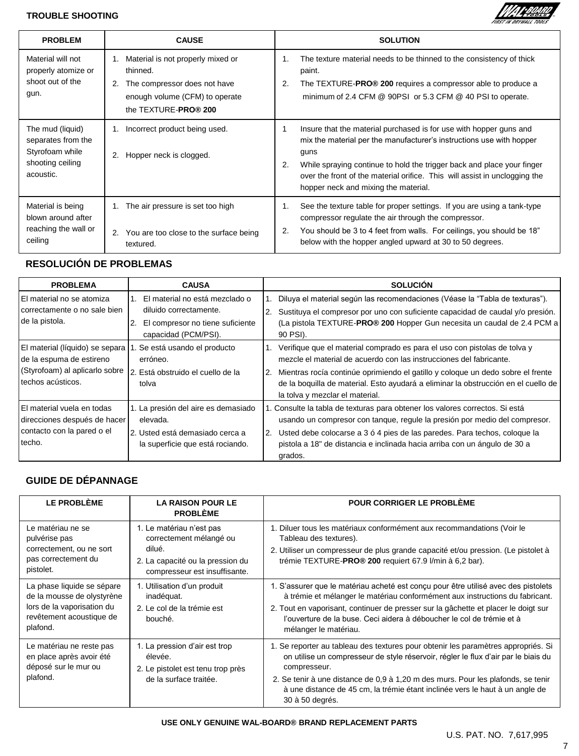## TROUBLE SHOOTING

| PROBLEM | CAUSE | SOLUTION |
|---|---|---|
| Material will not properly atomize or shoot out of the gun. | 1. Material is not properly mixed or thinned.<br>2. The compressor does not have enough volume (CFM) to operate the TEXTURE-**PRO® 200** | 1. The texture material needs to be thinned to the consistency of thick paint.<br>2. The TEXTURE-**PRO® 200** requires a compressor able to produce a minimum of 2.4 CFM @ 90PSI or 5.3 CFM @ 40 PSI to operate. |
| The mud (liquid) separates from the Styrofoam while shooting ceiling acoustic. | 1. Incorrect product being used.<br>2. Hopper neck is clogged. | 1 Insure that the material purchased is for use with hopper guns and mix the material per the manufacturer's instructions use with hopper guns<br>2. While spraying continue to hold the trigger back and place your finger over the front of the material orifice. This will assist in unclogging the hopper neck and mixing the material. |
| Material is being blown around after reaching the wall or ceiling | 1. The air pressure is set too high<br>2. You are too close to the surface being textured. | 1. See the texture table for proper settings. If you are using a tank-type compressor regulate the air through the compressor.<br>2. You should be 3 to 4 feet from walls. For ceilings, you should be 18" below with the hopper angled upward at 30 to 50 degrees. |

## RESOLUCIÓN DE PROBLEMAS

| PROBLEMA | CAUSA | SOLUCIÓN |
|---|---|---|
| El material no se atomiza correctamente o no sale bien de la pistola. | 1. El material no está mezclado o diluido correctamente.<br>2. El compresor no tiene suficiente capacidad (PCM/PSI). | 1. Diluya el material según las recomendaciones (Véase la "Tabla de texturas").<br>2. Sustituya el compresor por uno con suficiente capacidad de caudal y/o presión. (La pistola TEXTURE-**PRO® 200** Hopper Gun necesita un caudal de 2.4 PCM a 90 PSI). |
| El material (líquido) se separa de la espuma de estireno (Styrofoam) al aplicarlo sobre techos acústicos. | 1. Se está usando el producto erróneo.<br>2. Está obstruido el cuello de la tolva | 1. Verifique que el material comprado es para el uso con pistolas de tolva y mezcle el material de acuerdo con las instrucciones del fabricante.<br>2. Mientras rocía continúe oprimiendo el gatillo y coloque un dedo sobre el frente de la boquilla de material. Esto ayudará a eliminar la obstrucción en el cuello de la tolva y mezclar el material. |
| El material vuela en todas direcciones después de hacer contacto con la pared o el techo. | 1. La presión del aire es demasiado elevada.<br>2. Usted está demasiado cerca a la superficie que está rociando. | 1. Consulte la tabla de texturas para obtener los valores correctos. Si está usando un compresor con tanque, regule la presión por medio del compresor.<br>2. Usted debe colocarse a 3 ó 4 pies de las paredes. Para techos, coloque la pistola a 18" de distancia e inclinada hacia arriba con un ángulo de 30 a grados. |

## GUIDE DE DÉPANNAGE

| LE PROBLÈME | LA RAISON POUR LE PROBLÈME | POUR CORRIGER LE PROBLÈME |
|---|---|---|
| Le matériau ne se pulvérise pas correctement, ou ne sort pas correctement du pistolet. | 1. Le matériau n'est pas correctement mélangé ou dilué.<br>2. La capacité ou la pression du compresseur est insuffisante. | 1. Diluer tous les matériaux conformément aux recommandations (Voir le Tableau des textures).<br>2. Utiliser un compresseur de plus grande capacité et/ou pression. (Le pistolet à trémie TEXTURE-**PRO® 200** requiert 67.9 l/min à 6,2 bar). |
| La phase liquide se sépare de la mousse de olystyrène lors de la vaporisation du revêtement acoustique de plafond. | 1. Utilisation d'un produit inadéquat.<br>2. Le col de la trémie est bouché. | 1. S'assurer que le matériau acheté est conçu pour être utilisé avec des pistolets à trémie et mélanger le matériau conformément aux instructions du fabricant.<br>2. Tout en vaporisant, continuer de presser sur la gâchette et placer le doigt sur l'ouverture de la buse. Ceci aidera à déboucher le col de trémie et à mélanger le matériau. |
| Le matériau ne reste pas en place après avoir été déposé sur le mur ou plafond. | 1. La pression d'air est trop élevée.<br>2. Le pistolet est tenu trop près de la surface traitée. | 1. Se reporter au tableau des textures pour obtenir les paramètres appropriés. Si on utilise un compresseur de style réservoir, régler le flux d'air par le biais du compresseur.<br>2. Se tenir à une distance de 0,9 à 1,20 m des murs. Pour les plafonds, se tenir à une distance de 45 cm, la trémie étant inclinée vers le haut à un angle de 30 à 50 degrés. |

**USE ONLY GENUINE WAL-BOARD® BRAND REPLACEMENT PARTS**

U.S. PAT. NO. 7,617,995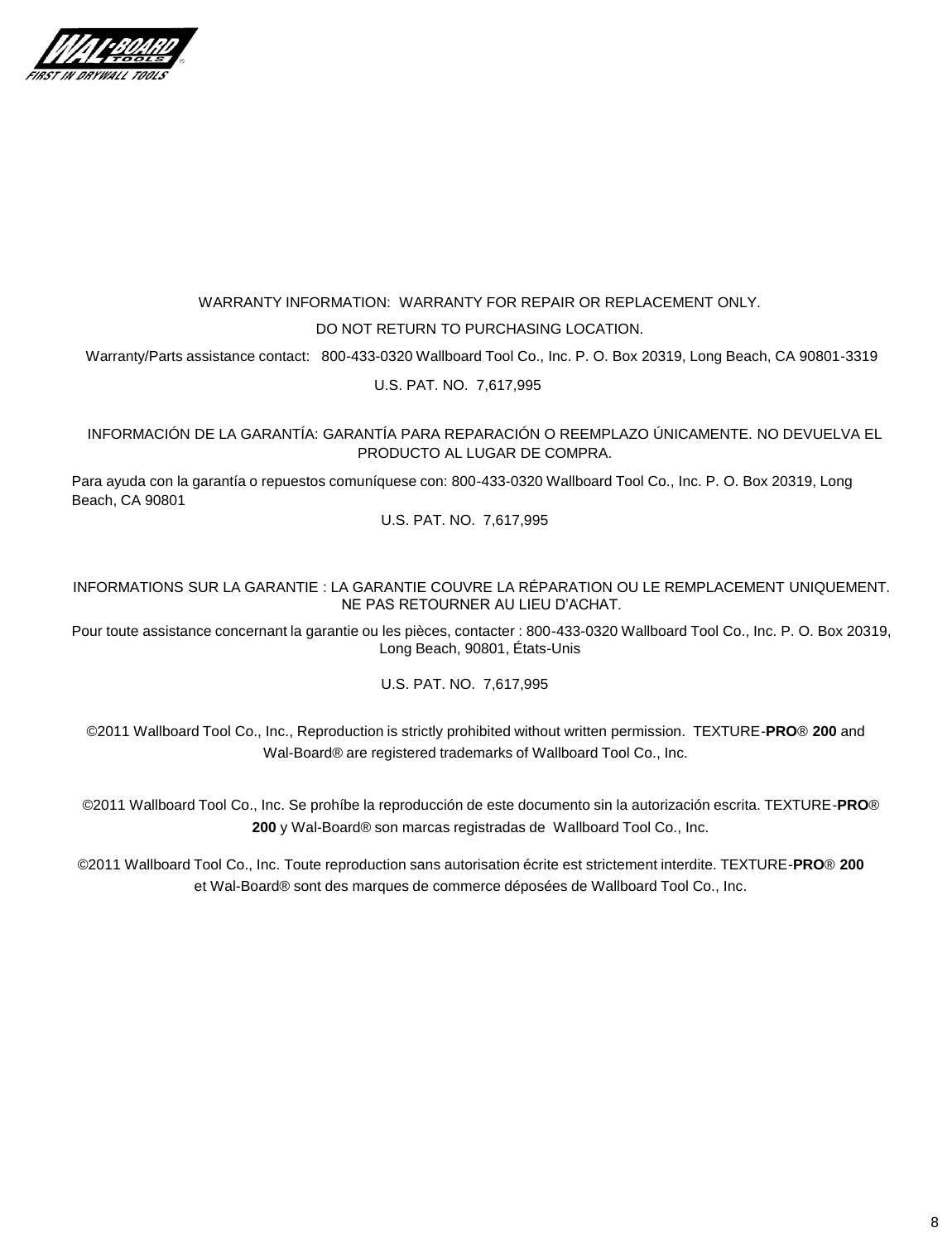WARRANTY INFORMATION: WARRANTY FOR REPAIR OR REPLACEMENT ONLY.

DO NOT RETURN TO PURCHASING LOCATION.

Warranty/Parts assistance contact: 800-433-0320 Wallboard Tool Co., Inc. P. O. Box 20319, Long Beach, CA 90801-3319

U.S. PAT. NO. 7,617,995

INFORMACIÓN DE LA GARANTÍA: GARANTÍA PARA REPARACIÓN O REEMPLAZO ÚNICAMENTE. NO DEVUELVA EL PRODUCTO AL LUGAR DE COMPRA.

Para ayuda con la garantía o repuestos comuníquese con: 800-433-0320 Wallboard Tool Co., Inc. P. O. Box 20319, Long Beach, CA 90801

U.S. PAT. NO. 7,617,995

INFORMATIONS SUR LA GARANTIE : LA GARANTIE COUVRE LA RÉPARATION OU LE REMPLACEMENT UNIQUEMENT. NE PAS RETOURNER AU LIEU D'ACHAT.

Pour toute assistance concernant la garantie ou les pièces, contacter : 800-433-0320 Wallboard Tool Co., Inc. P. O. Box 20319, Long Beach, 90801, États-Unis

U.S. PAT. NO. 7,617,995

©2011 Wallboard Tool Co., Inc., Reproduction is strictly prohibited without written permission. TEXTURE-**PRO**® **200** and Wal-Board® are registered trademarks of Wallboard Tool Co., Inc.

©2011 Wallboard Tool Co., Inc. Se prohíbe la reproducción de este documento sin la autorización escrita. TEXTURE-**PRO**® **200** y Wal-Board® son marcas registradas de Wallboard Tool Co., Inc.

©2011 Wallboard Tool Co., Inc. Toute reproduction sans autorisation écrite est strictement interdite. TEXTURE-**PRO**® **200** et Wal-Board® sont des marques de commerce déposées de Wallboard Tool Co., Inc.